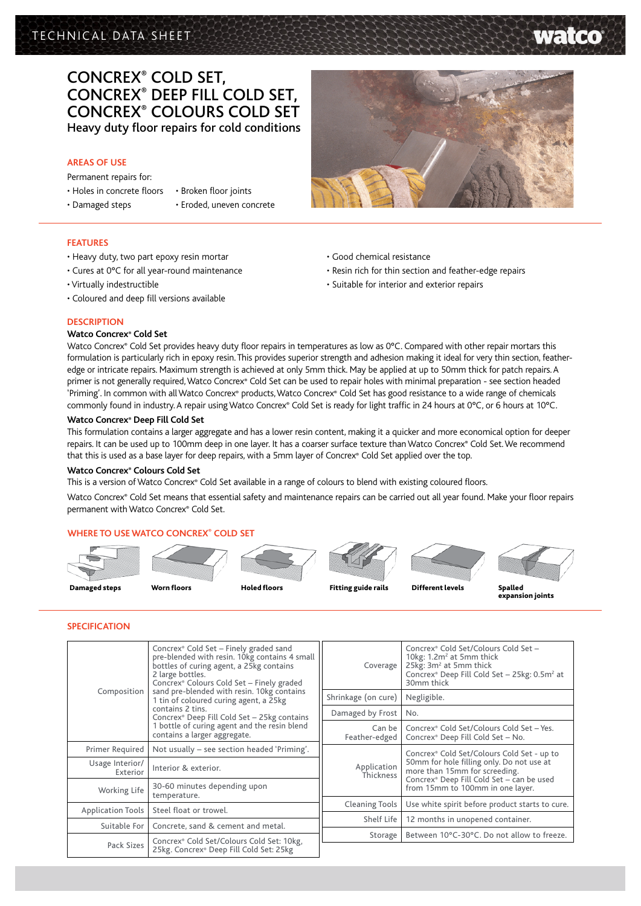# CONCREX® COLD SET, CONCREX® DEEP FILL COLD SET, CONCREX® COLOURS COLD SET

Heavy duty floor repairs for cold conditions

## AREAS OF USE

Permanent repairs for:

- Holes in concrete floors
- Damaged steps
- Broken floor joints
- Eroded, uneven concrete

## FEATURES

- Heavy duty, two part epoxy resin mortar
- Cures at 0°C for all year-round maintenance
- Virtually indestructible
- Coloured and deep fill versions available
- Good chemical resistance
- Resin rich for thin section and feather-edge repairs
- Suitable for interior and exterior repairs

## DESCRIPTION

### Watco Concrex® Cold Set

Watco Concrex® Cold Set provides heavy duty floor repairs in temperatures as low as 0°C. Compared with other repair mortars this formulation is particularly rich in epoxy resin. This provides superior strength and adhesion making it ideal for very thin section, feather-edge or intricate repairs. Maximum strength is achieved at only 5mm thick. May be applied at up to 50mm thick for patch repairs. A primer is not generally required, Watco Concrex® Cold Set can be used to repair holes with minimal preparation - see section headed 'Priming'. In common with all Watco Concrex® products, Watco Concrex® Cold Set has good resistance to a wide range of chemicals commonly found in industry. A repair using Watco Concrex® Cold Set is ready for light traffic in 24 hours at 0°C, or 6 hours at 10°C.

### Watco Concrex® Deep Fill Cold Set

This formulation contains a larger aggregate and has a lower resin content, making it a quicker and more economical option for deeper repairs. It can be used up to 100mm deep in one layer. It has a coarser surface texture than Watco Concrex® Cold Set. We recommend that this is used as a base layer for deep repairs, with a 5mm layer of Concrex® Cold Set applied over the top.

### Watco Concrex® Colours Cold Set

This is a version of Watco Concrex® Cold Set available in a range of colours to blend with existing coloured floors.

Watco Concrex® Cold Set means that essential safety and maintenance repairs can be carried out all year found. Make your floor repairs permanent with Watco Concrex® Cold Set.

## WHERE TO USE WATCO CONCREX® COLD SET

Damaged steps | Worn floors | Holed floors | Fitting guide rails | Different levels | Spalled expansion joints

## SPECIFICATION

| | |
|---|---|
| Composition | Concrex® Cold Set – Finely graded sand pre-blended with resin. 10kg contains 4 small bottles of curing agent, a 25kg contains 2 large bottles. Concrex® Colours Cold Set – Finely graded sand pre-blended with resin. 10kg contains 1 tin of coloured curing agent, a 25kg contains 2 tins. Concrex® Deep Fill Cold Set – 25kg contains 1 bottle of curing agent and the resin blend contains a larger aggregate. |
| Primer Required | Not usually – see section headed 'Priming'. |
| Usage Interior/Exterior | Interior & exterior. |
| Working Life | 30-60 minutes depending upon temperature. |
| Application Tools | Steel float or trowel. |
| Suitable For | Concrete, sand & cement and metal. |
| Pack Sizes | Concrex® Cold Set/Colours Cold Set: 10kg, 25kg. Concrex® Deep Fill Cold Set: 25kg |
| Coverage | Concrex® Cold Set/Colours Cold Set – 10kg: 1.2m² at 5mm thick 25kg: 3m² at 5mm thick Concrex® Deep Fill Cold Set – 25kg: 0.5m² at 30mm thick |
| Shrinkage (on cure) | Negligible. |
| Damaged by Frost | No. |
| Can be Feather-edged | Concrex® Cold Set/Colours Cold Set – Yes. Concrex® Deep Fill Cold Set – No. |
| Application Thickness | Concrex® Cold Set/Colours Cold Set - up to 50mm for hole filling only. Do not use at more than 15mm for screeding. Concrex® Deep Fill Cold Set – can be used from 15mm to 100mm in one layer. |
| Cleaning Tools | Use white spirit before product starts to cure. |
| Shelf Life | 12 months in unopened container. |
| Storage | Between 10°C-30°C. Do not allow to freeze. |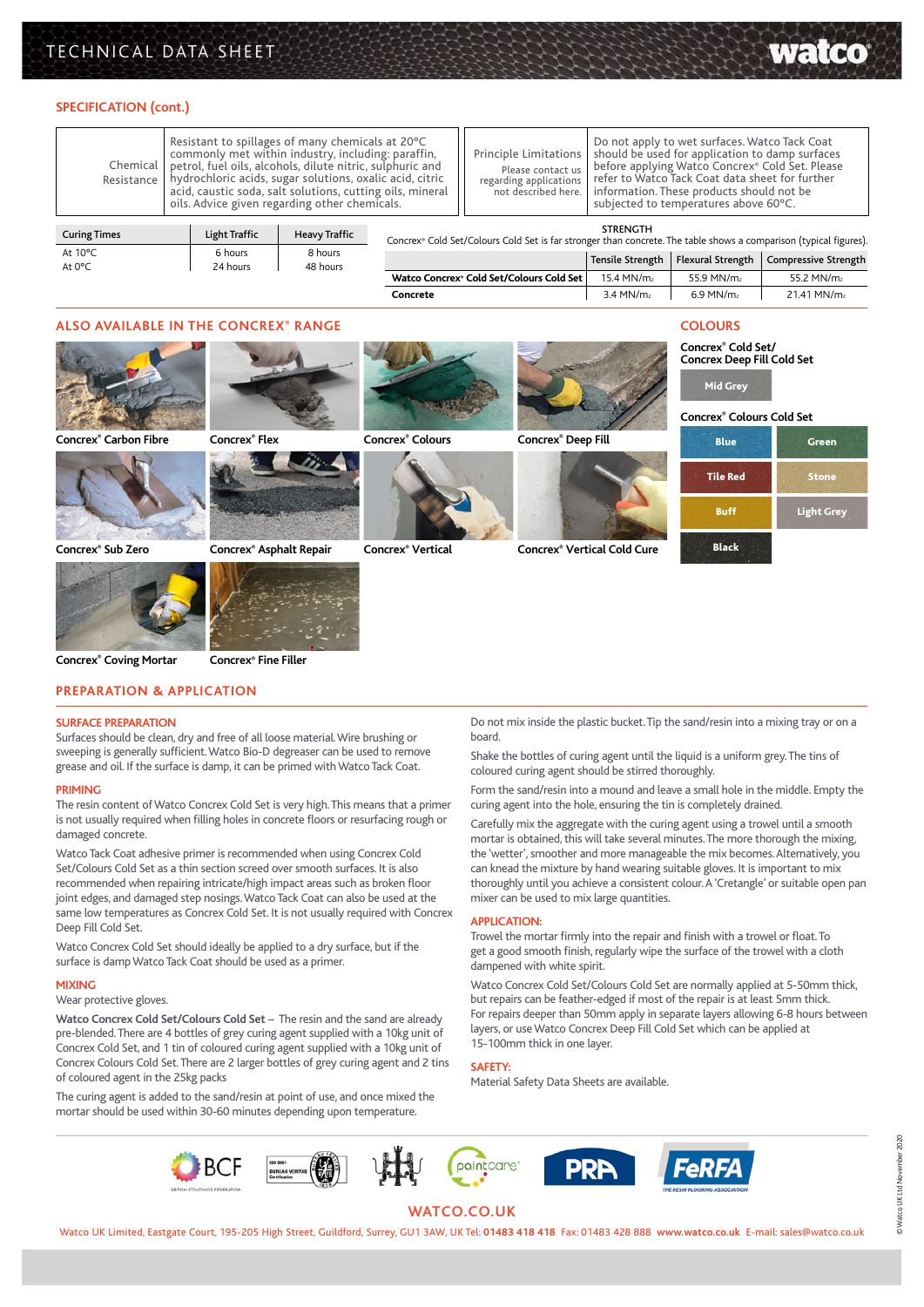## SPECIFICATION (cont.)

| | | | |
|---|---|---|---|
| Chemical Resistance | Resistant to spillages of many chemicals at 20°C commonly met within industry, including: paraffin, petrol, fuel oils, alcohols, dilute nitric, sulphuric and hydrochloric acids, sugar solutions, oxalic acid, citric acid, caustic soda, salt solutions, cutting oils, mineral oils. Advice given regarding other chemicals. | Principle Limitations Please contact us regarding applications not described here. | Do not apply to wet surfaces. Watco Tack Coat should be used for application to damp surfaces before applying Watco Concrex® Cold Set. Please refer to Watco Tack Coat data sheet for further information. These products should not be subjected to temperatures above 60°C. |

| Curing Times | Light Traffic | Heavy Traffic |
|---|---|---|
| At 10°C | 6 hours | 8 hours |
| At 0°C | 24 hours | 48 hours |

**STRENGTH**

Concrex® Cold Set/Colours Cold Set is far stronger than concrete. The table shows a comparison (typical figures).

| | Tensile Strength | Flexural Strength | Compressive Strength |
|---|---|---|---|
| Watco Concrex® Cold Set/Colours Cold Set | 15.4 $MN/m_2$ | 55.9 $MN/m_2$ | 55.2 $MN/m_2$ |
| Concrete | 3.4 $MN/m_2$ | 6.9 $MN/m_2$ | 21.41 $MN/m_2$ |

## ALSO AVAILABLE IN THE CONCREX® RANGE

Concrex® Carbon Fibre

Concrex® Flex

Concrex® Colours

Concrex® Deep Fill

Concrex® Sub Zero

Concrex® Asphalt Repair

Concrex® Vertical

Concrex® Vertical Cold Cure

Concrex® Coving Mortar

Concrex® Fine Filler

## COLOURS

**Concrex® Cold Set/ Concrex Deep Fill Cold Set**

Mid Grey

**Concrex® Colours Cold Set**

Blue, Green, Tile Red, Stone, Buff, Light Grey, Black

## PREPARATION & APPLICATION

### SURFACE PREPARATION

Surfaces should be clean, dry and free of all loose material. Wire brushing or sweeping is generally sufficient. Watco Bio-D degreaser can be used to remove grease and oil. If the surface is damp, it can be primed with Watco Tack Coat.

### PRIMING

The resin content of Watco Concrex Cold Set is very high. This means that a primer is not usually required when filling holes in concrete floors or resurfacing rough or damaged concrete.

Watco Tack Coat adhesive primer is recommended when using Concrex Cold Set/Colours Cold Set as a thin section screed over smooth surfaces. It is also recommended when repairing intricate/high impact areas such as broken floor joint edges, and damaged step nosings. Watco Tack Coat can also be used at the same low temperatures as Concrex Cold Set. It is not usually required with Concrex Deep Fill Cold Set.

Watco Concrex Cold Set should ideally be applied to a dry surface, but if the surface is damp Watco Tack Coat should be used as a primer.

### MIXING

Wear protective gloves.

**Watco Concrex Cold Set/Colours Cold Set** – The resin and the sand are already pre-blended. There are 4 bottles of grey curing agent supplied with a 10kg unit of Concrex Cold Set, and 1 tin of coloured curing agent supplied with a 10kg unit of Concrex Colours Cold Set. There are 2 larger bottles of grey curing agent and 2 tins of coloured curing agent in the 25kg packs

The curing agent is added to the sand/resin at point of use, and once mixed the mortar should be used within 30-60 minutes depending upon temperature.

Do not mix inside the plastic bucket. Tip the sand/resin into a mixing tray or on a board.

Shake the bottles of curing agent until the liquid is a uniform grey. The tins of coloured curing agent should be stirred thoroughly.

Form the sand/resin into a mound and leave a small hole in the middle. Empty the curing agent into the hole, ensuring the tin is completely drained.

Carefully mix the aggregate with the curing agent using a trowel until a smooth mortar is obtained, this will take several minutes. The more thorough the mixing, the 'wetter', smoother and more manageable the mix becomes. Alternatively, you can knead the mixture by hand wearing suitable gloves. It is important to mix thoroughly until you achieve a consistent colour. A 'Cretangle' or suitable open pan mixer can be used to mix large quantities.

### APPLICATION:

Trowel the mortar firmly into the repair and finish with a trowel or float. To get a good smooth finish, regularly wipe the surface of the trowel with a cloth dampened with white spirit.

Watco Concrex Cold Set/Colours Cold Set are normally applied at 5-50mm thick, but repairs can be feather-edged if most of the repair is at least 5mm thick. For repairs deeper than 50mm apply in separate layers allowing 6-8 hours between layers, or use Watco Concrex Deep Fill Cold Set which can be applied at 15-100mm thick in one layer.

### SAFETY:

Material Safety Data Sheets are available.

WATCO.CO.UK

Watco UK Limited, Eastgate Court, 195-205 High Street, Guildford, Surrey, GU1 3AW, UK Tel: **01483 418 418** Fax: 01483 428 888 **www.watco.co.uk** E-mail: sales@watco.co.uk

© Watco UK Ltd November 2020